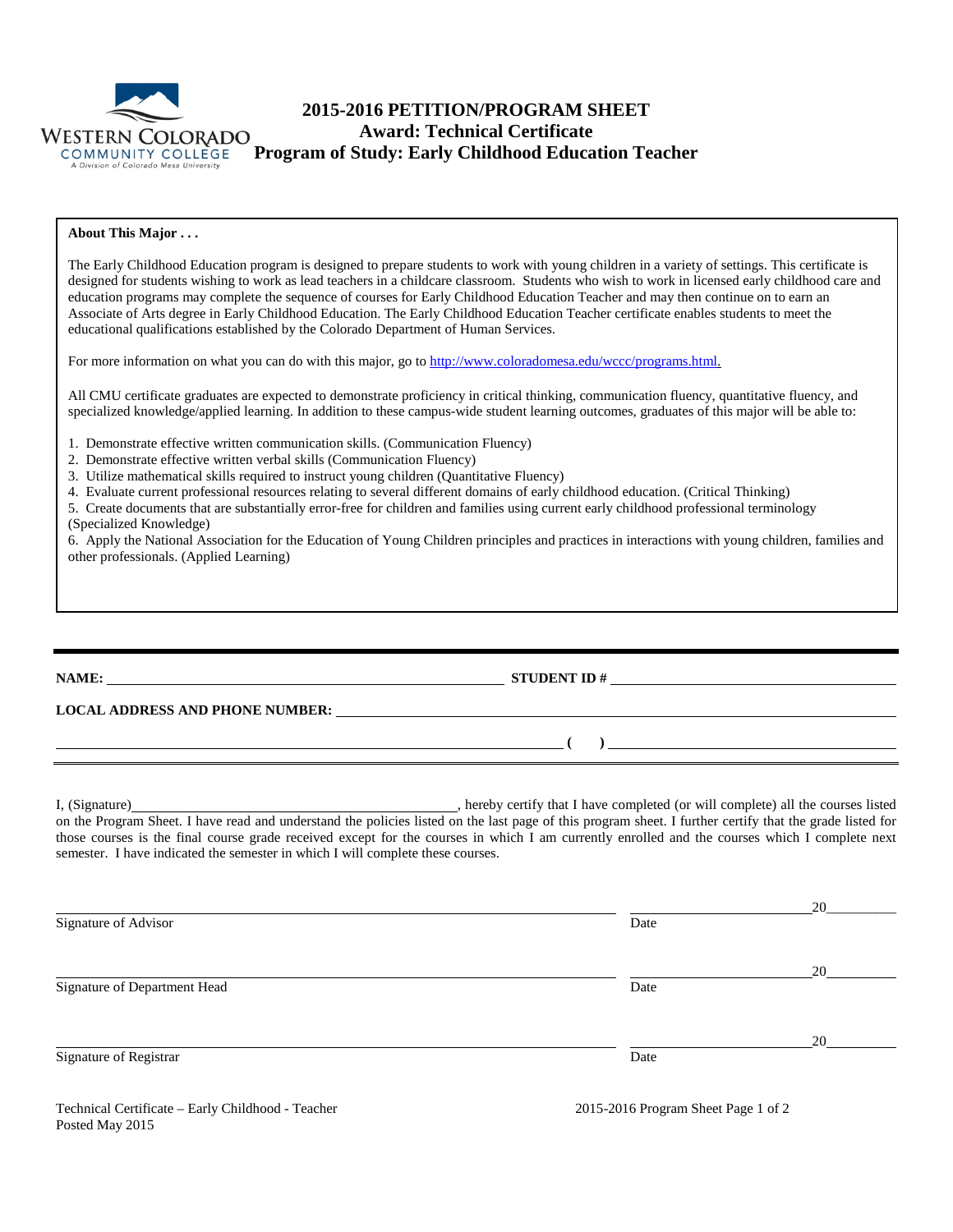# 2015-2016 PETITION/PROGRAM SHEET
## Award: Technical Certificate
## Program of Study: Early Childhood Education Teacher

**About This Major . . .**

The Early Childhood Education program is designed to prepare students to work with young children in a variety of settings. This certificate is designed for students wishing to work as lead teachers in a childcare classroom. Students who wish to work in licensed early childhood care and education programs may complete the sequence of courses for Early Childhood Education Teacher and may then continue on to earn an Associate of Arts degree in Early Childhood Education. The Early Childhood Education Teacher certificate enables students to meet the educational qualifications established by the Colorado Department of Human Services.

For more information on what you can do with this major, go to http://www.coloradomesa.edu/wccc/programs.html.

All CMU certificate graduates are expected to demonstrate proficiency in critical thinking, communication fluency, quantitative fluency, and specialized knowledge/applied learning. In addition to these campus-wide student learning outcomes, graduates of this major will be able to:

1. Demonstrate effective written communication skills. (Communication Fluency)
2. Demonstrate effective written verbal skills (Communication Fluency)
3. Utilize mathematical skills required to instruct young children (Quantitative Fluency)
4. Evaluate current professional resources relating to several different domains of early childhood education. (Critical Thinking)
5. Create documents that are substantially error-free for children and families using current early childhood professional terminology (Specialized Knowledge)
6. Apply the National Association for the Education of Young Children principles and practices in interactions with young children, families and other professionals. (Applied Learning)

---

**NAME:** ______________________________ **STUDENT ID #** ______________________________

**LOCAL ADDRESS AND PHONE NUMBER:** ______________________________

______________________________ **( )** ______________________________

I, (Signature)______________________________, hereby certify that I have completed (or will complete) all the courses listed on the Program Sheet. I have read and understand the policies listed on the last page of this program sheet. I further certify that the grade listed for those courses is the final course grade received except for the courses in which I am currently enrolled and the courses which I complete next semester. I have indicated the semester in which I will complete these courses.

______________________________ ______________ 20______
Signature of Advisor Date

______________________________ ______________ 20______
Signature of Department Head Date

______________________________ ______________ 20______
Signature of Registrar Date

Technical Certificate – Early Childhood - Teacher
Posted May 2015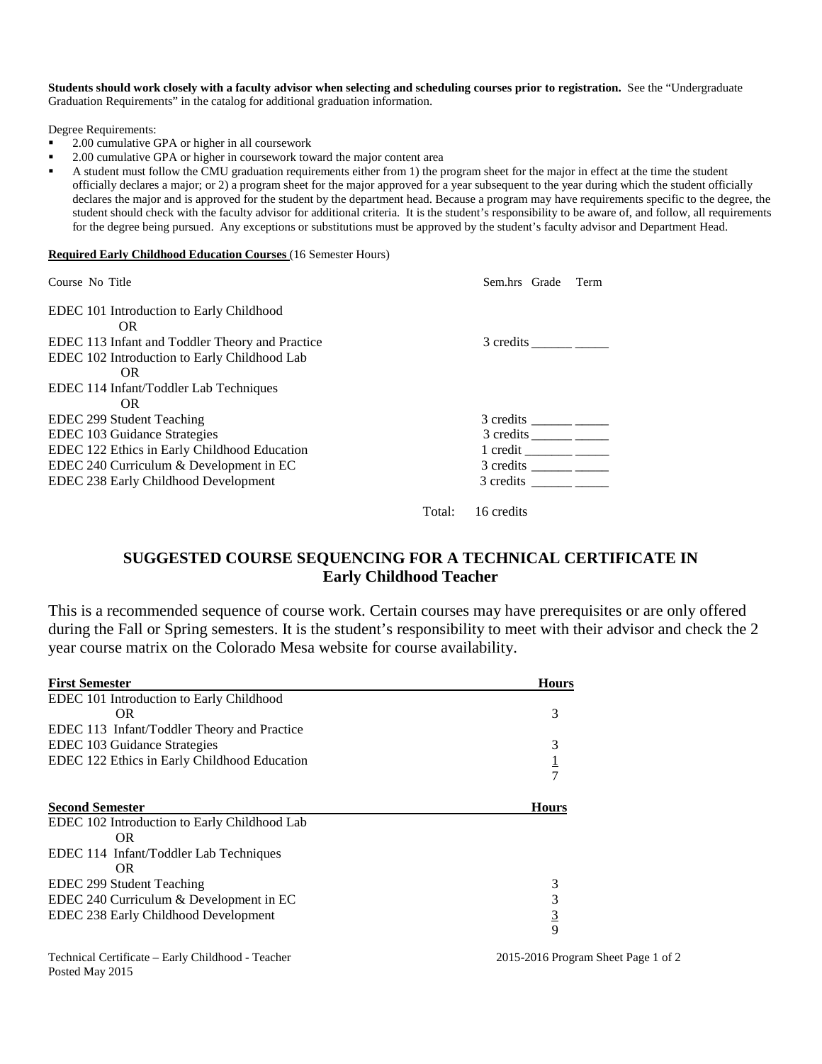**Students should work closely with a faculty advisor when selecting and scheduling courses prior to registration.** See the "Undergraduate Graduation Requirements" in the catalog for additional graduation information.

Degree Requirements:

- 2.00 cumulative GPA or higher in all coursework
- 2.00 cumulative GPA or higher in coursework toward the major content area
- A student must follow the CMU graduation requirements either from 1) the program sheet for the major in effect at the time the student officially declares a major; or 2) a program sheet for the major approved for a year subsequent to the year during which the student officially declares the major and is approved for the student by the department head. Because a program may have requirements specific to the degree, the student should check with the faculty advisor for additional criteria. It is the student's responsibility to be aware of, and follow, all requirements for the degree being pursued. Any exceptions or substitutions must be approved by the student's faculty advisor and Department Head.

**Required Early Childhood Education Courses** (16 Semester Hours)

| Course No Title | Sem.hrs | Grade | Term |
|---|---|---|---|
| EDEC 101 Introduction to Early Childhood OR EDEC 113 Infant and Toddler Theory and Practice | 3 credits | ______ | _____ |
| EDEC 102 Introduction to Early Childhood Lab OR EDEC 114 Infant/Toddler Lab Techniques OR EDEC 299 Student Teaching | 3 credits | ______ | _____ |
| EDEC 103 Guidance Strategies | 3 credits | ______ | _____ |
| EDEC 122 Ethics in Early Childhood Education | 1 credit | ______ | _____ |
| EDEC 240 Curriculum & Development in EC | 3 credits | ______ | _____ |
| EDEC 238 Early Childhood Development | 3 credits | ______ | _____ |
| Total: | 16 credits | | |

## SUGGESTED COURSE SEQUENCING FOR A TECHNICAL CERTIFICATE IN Early Childhood Teacher

This is a recommended sequence of course work. Certain courses may have prerequisites or are only offered during the Fall or Spring semesters. It is the student's responsibility to meet with their advisor and check the 2 year course matrix on the Colorado Mesa website for course availability.

| First Semester | Hours |
|---|---|
| EDEC 101 Introduction to Early Childhood OR EDEC 113 Infant/Toddler Theory and Practice | 3 |
| EDEC 103 Guidance Strategies | 3 |
| EDEC 122 Ethics in Early Childhood Education | 1 |
| | 7 |

| Second Semester | Hours |
|---|---|
| EDEC 102 Introduction to Early Childhood Lab OR EDEC 114 Infant/Toddler Lab Techniques OR EDEC 299 Student Teaching | 3 |
| EDEC 240 Curriculum & Development in EC | 3 |
| EDEC 238 Early Childhood Development | 3 |
| | 9 |

Technical Certificate – Early Childhood - Teacher
Posted May 2015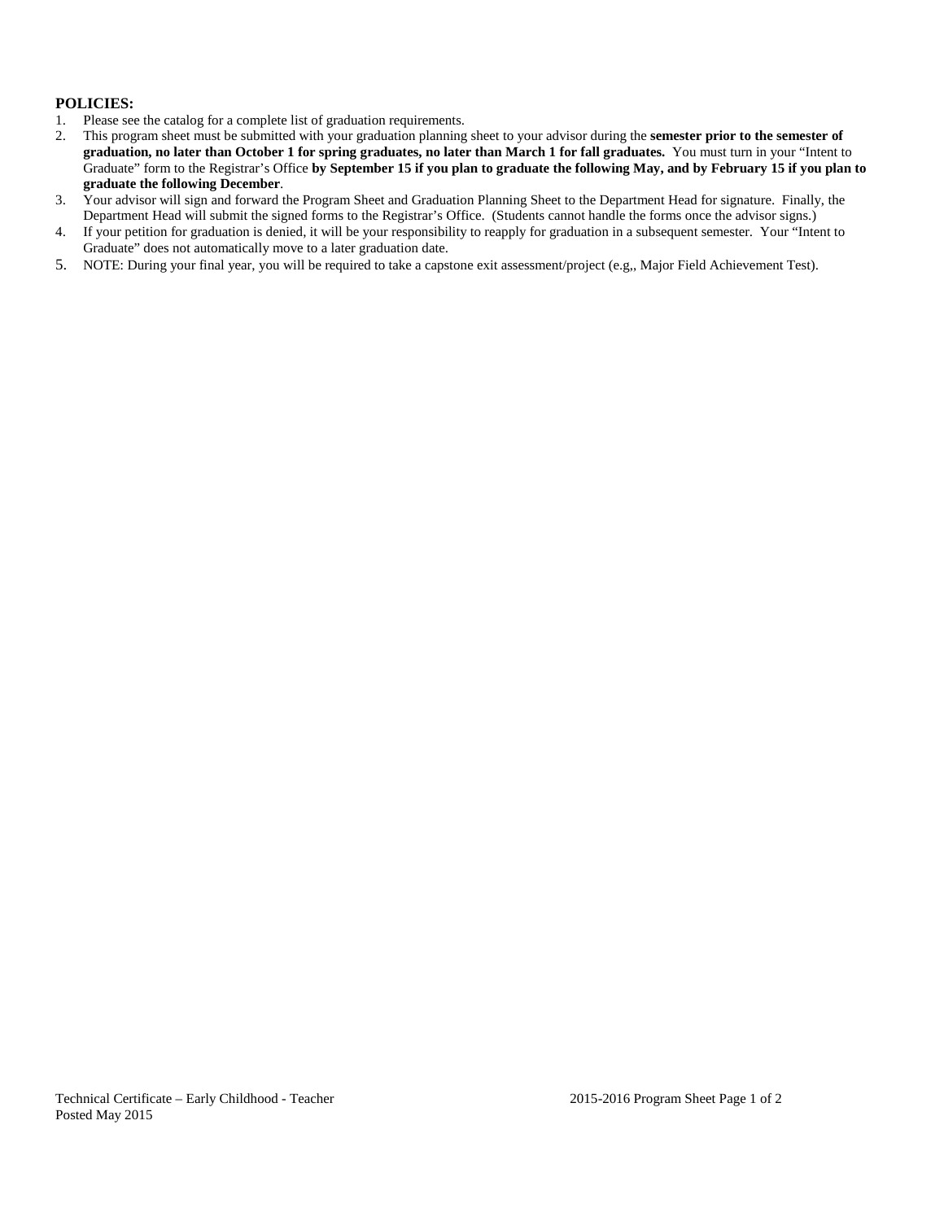**POLICIES:**

1. Please see the catalog for a complete list of graduation requirements.
2. This program sheet must be submitted with your graduation planning sheet to your advisor during the **semester prior to the semester of graduation, no later than October 1 for spring graduates, no later than March 1 for fall graduates.** You must turn in your "Intent to Graduate" form to the Registrar's Office **by September 15 if you plan to graduate the following May, and by February 15 if you plan to graduate the following December**.
3. Your advisor will sign and forward the Program Sheet and Graduation Planning Sheet to the Department Head for signature. Finally, the Department Head will submit the signed forms to the Registrar's Office. (Students cannot handle the forms once the advisor signs.)
4. If your petition for graduation is denied, it will be your responsibility to reapply for graduation in a subsequent semester. Your "Intent to Graduate" does not automatically move to a later graduation date.
5. NOTE: During your final year, you will be required to take a capstone exit assessment/project (e.g,, Major Field Achievement Test).